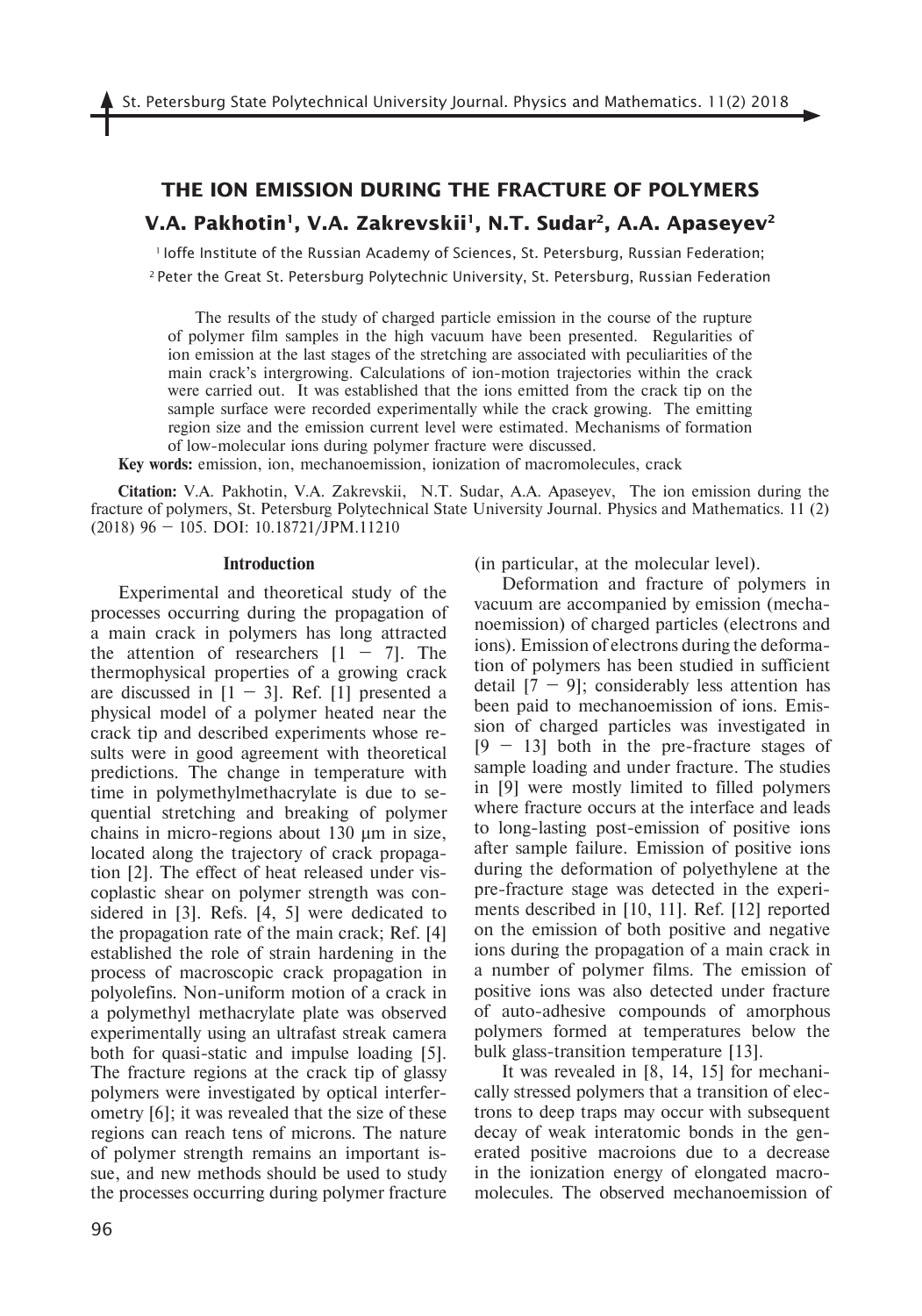# THE ION EMISSION DURING THE FRACTURE OF POLYMERS

## V.A. Pakhotin[1], V.A. Zakrevskii[1], N.T. Sudar[2], A.A. Apaseyev[2]

[1] Ioffe Institute of the Russian Academy of Sciences, St. Petersburg, Russian Federation;

[2] Peter the Great St. Petersburg Polytechnic University, St. Petersburg, Russian Federation

The results of the study of charged particle emission in the course of the rupture of polymer film samples in the high vacuum have been presented. Regularities of ion emission at the last stages of the stretching are associated with peculiarities of the main crack's intergrowing. Calculations of ion-motion trajectories within the crack were carried out. It was established that the ions emitted from the crack tip on the sample surface were recorded experimentally while the crack growing. The emitting region size and the emission current level were estimated. Mechanisms of formation of low-molecular ions during polymer fracture were discussed.

**Key words:** emission, ion, mechanoemission, ionization of macromolecules, crack

**Citation:** V.A. Pakhotin, V.A. Zakrevskii, N.T. Sudar, A.A. Apaseyev, The ion emission during the fracture of polymers, St. Petersburg Polytechnical State University Journal. Physics and Mathematics. 11 (2) (2018) 96 – 105. DOI: 10.18721/JPM.11210

### Introduction

Experimental and theoretical study of the processes occurring during the propagation of a main crack in polymers has long attracted the attention of researchers [1 – 7]. The thermophysical properties of a growing crack are discussed in [1 – 3]. Ref. [1] presented a physical model of a polymer heated near the crack tip and described experiments whose results were in good agreement with theoretical predictions. The change in temperature with time in polymethylmethacrylate is due to sequential stretching and breaking of polymer chains in micro-regions about 130 μm in size, located along the trajectory of crack propagation [2]. The effect of heat released under viscoplastic shear on polymer strength was considered in [3]. Refs. [4, 5] were dedicated to the propagation rate of the main crack; Ref. [4] established the role of strain hardening in the process of macroscopic crack propagation in polyolefins. Non-uniform motion of a crack in a polymethyl methacrylate plate was observed experimentally using an ultrafast streak camera both for quasi-static and impulse loading [5]. The fracture regions at the crack tip of glassy polymers were investigated by optical interferometry [6]; it was revealed that the size of these regions can reach tens of microns. The nature of polymer strength remains an important issue, and new methods should be used to study the processes occurring during polymer fracture (in particular, at the molecular level).

Deformation and fracture of polymers in vacuum are accompanied by emission (mechanoemission) of charged particles (electrons and ions). Emission of electrons during the deformation of polymers has been studied in sufficient detail [7 – 9]; considerably less attention has been paid to mechanoemission of ions. Emission of charged particles was investigated in [9 – 13] both in the pre-fracture stages of sample loading and under fracture. The studies in [9] were mostly limited to filled polymers where fracture occurs at the interface and leads to long-lasting post-emission of positive ions after sample failure. Emission of positive ions during the deformation of polyethylene at the pre-fracture stage was detected in the experiments described in [10, 11]. Ref. [12] reported on the emission of both positive and negative ions during the propagation of a main crack in a number of polymer films. The emission of positive ions was also detected under fracture of auto-adhesive compounds of amorphous polymers formed at temperatures below the bulk glass-transition temperature [13].

It was revealed in [8, 14, 15] for mechanically stressed polymers that a transition of electrons to deep traps may occur with subsequent decay of weak interatomic bonds in the generated positive macroions due to a decrease in the ionization energy of elongated macromolecules. The observed mechanoemission of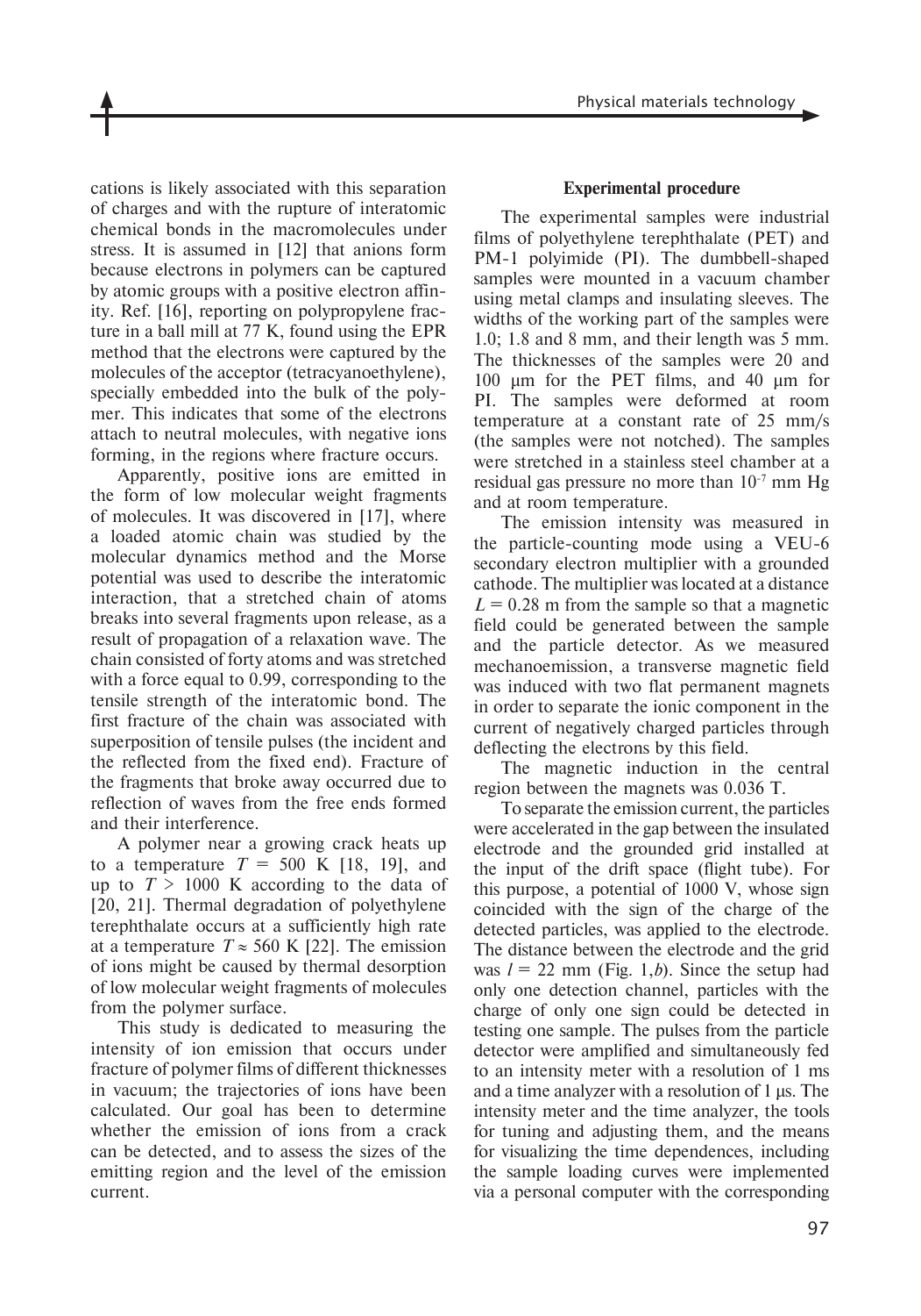cations is likely associated with this separation of charges and with the rupture of interatomic chemical bonds in the macromolecules under stress. It is assumed in [12] that anions form because electrons in polymers can be captured by atomic groups with a positive electron affinity. Ref. [16], reporting on polypropylene fracture in a ball mill at 77 K, found using the EPR method that the electrons were captured by the molecules of the acceptor (tetracyanoethylene), specially embedded into the bulk of the polymer. This indicates that some of the electrons attach to neutral molecules, with negative ions forming, in the regions where fracture occurs.

Apparently, positive ions are emitted in the form of low molecular weight fragments of molecules. It was discovered in [17], where a loaded atomic chain was studied by the molecular dynamics method and the Morse potential was used to describe the interatomic interaction, that a stretched chain of atoms breaks into several fragments upon release, as a result of propagation of a relaxation wave. The chain consisted of forty atoms and was stretched with a force equal to 0.99, corresponding to the tensile strength of the interatomic bond. The first fracture of the chain was associated with superposition of tensile pulses (the incident and the reflected from the fixed end). Fracture of the fragments that broke away occurred due to reflection of waves from the free ends formed and their interference.

A polymer near a growing crack heats up to a temperature $T$ = 500 K [18, 19], and up to $T$ > 1000 K according to the data of [20, 21]. Thermal degradation of polyethylene terephthalate occurs at a sufficiently high rate at a temperature $T \approx 560$ K [22]. The emission of ions might be caused by thermal desorption of low molecular weight fragments of molecules from the polymer surface.

This study is dedicated to measuring the intensity of ion emission that occurs under fracture of polymer films of different thicknesses in vacuum; the trajectories of ions have been calculated. Our goal has been to determine whether the emission of ions from a crack can be detected, and to assess the sizes of the emitting region and the level of the emission current.

## Experimental procedure

The experimental samples were industrial films of polyethylene terephthalate (PET) and PM-1 polyimide (PI). The dumbbell-shaped samples were mounted in a vacuum chamber using metal clamps and insulating sleeves. The widths of the working part of the samples were 1.0; 1.8 and 8 mm, and their length was 5 mm. The thicknesses of the samples were 20 and 100 μm for the PET films, and 40 μm for PI. The samples were deformed at room temperature at a constant rate of 25 mm/s (the samples were not notched). The samples were stretched in a stainless steel chamber at a residual gas pressure no more than $10^{-7}$ mm Hg and at room temperature.

The emission intensity was measured in the particle-counting mode using a VEU-6 secondary electron multiplier with a grounded cathode. The multiplier was located at a distance $L$ = 0.28 m from the sample so that a magnetic field could be generated between the sample and the particle detector. As we measured mechanoemission, a transverse magnetic field was induced with two flat permanent magnets in order to separate the ionic component in the current of negatively charged particles through deflecting the electrons by this field.

The magnetic induction in the central region between the magnets was 0.036 T.

To separate the emission current, the particles were accelerated in the gap between the insulated electrode and the grounded grid installed at the input of the drift space (flight tube). For this purpose, a potential of 1000 V, whose sign coincided with the sign of the charge of the detected particles, was applied to the electrode. The distance between the electrode and the grid was $l$ = 22 mm (Fig. 1,*b*). Since the setup had only one detection channel, particles with the charge of only one sign could be detected in testing one sample. The pulses from the particle detector were amplified and simultaneously fed to an intensity meter with a resolution of 1 ms and a time analyzer with a resolution of 1 μs. The intensity meter and the time analyzer, the tools for tuning and adjusting them, and the means for visualizing the time dependences, including the sample loading curves were implemented via a personal computer with the corresponding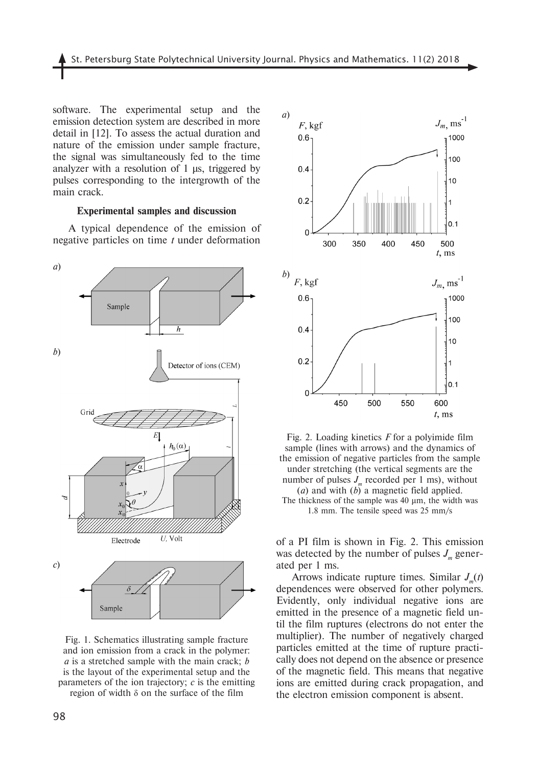software. The experimental setup and the emission detection system are described in more detail in [12]. To assess the actual duration and nature of the emission under sample fracture, the signal was simultaneously fed to the time analyzer with a resolution of 1 μs, triggered by pulses corresponding to the intergrowth of the main crack.

### Experimental samples and discussion

A typical dependence of the emission of negative particles on time $t$ under deformation

*a*)

Sample

$h$

*b*)

Detector of ions (CEM)

Grid

$E$

$h_0(\alpha)$

$\alpha$

$x$

$y$

$x_0$

$\theta$

$x_m$

$d$

$l$

$L$

Electrode

$U$, Volt

*c*)

$\delta$

Sample

Fig. 1. Schematics illustrating sample fracture and ion emission from a crack in the polymer: *a* is a stretched sample with the main crack; *b* is the layout of the experimental setup and the parameters of the ion trajectory; *c* is the emitting region of width δ on the surface of the film

*a*)

$F$, kgf

$J_m$, ms$^{-1}$

0.6, 0.4, 0.2, 0

1000, 100, 10, 1, 0.1

300, 350, 400, 450, 500

$t$, ms

*b*)

$F$, kgf

$J_m$, ms$^{-1}$

0.6, 0.4, 0.2, 0

1000, 100, 10, 1, 0.1

450, 500, 550, 600

$t$, ms

Fig. 2. Loading kinetics $F$ for a polyimide film sample (lines with arrows) and the dynamics of the emission of negative particles from the sample under stretching (the vertical segments are the number of pulses $J_m$ recorded per 1 ms), without (*a*) and with (*b*) a magnetic field applied. The thickness of the sample was 40 μm, the width was 1.8 mm. The tensile speed was 25 mm/s

of a PI film is shown in Fig. 2. This emission was detected by the number of pulses $J_m$ generated per 1 ms.

Arrows indicate rupture times. Similar $J_m(t)$ dependences were observed for other polymers. Evidently, only individual negative ions are emitted in the presence of a magnetic field until the film ruptures (electrons do not enter the multiplier). The number of negatively charged particles emitted at the time of rupture practically does not depend on the absence or presence of the magnetic field. This means that negative ions are emitted during crack propagation, and the electron emission component is absent.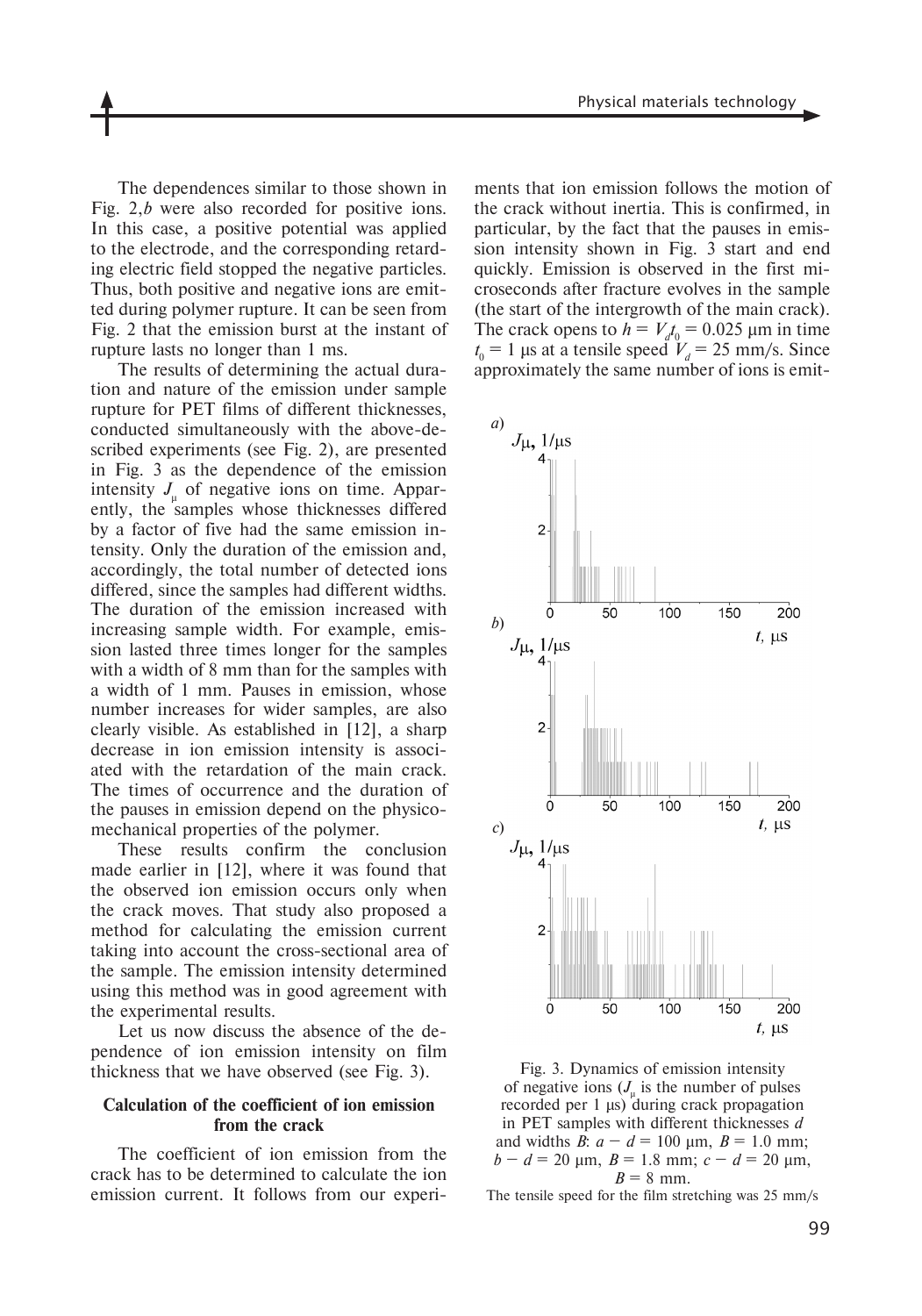The dependences similar to those shown in Fig. 2,*b* were also recorded for positive ions. In this case, a positive potential was applied to the electrode, and the corresponding retarding electric field stopped the negative particles. Thus, both positive and negative ions are emitted during polymer rupture. It can be seen from Fig. 2 that the emission burst at the instant of rupture lasts no longer than 1 ms.

The results of determining the actual duration and nature of the emission under sample rupture for PET films of different thicknesses, conducted simultaneously with the above-described experiments (see Fig. 2), are presented in Fig. 3 as the dependence of the emission intensity $J_\mu$ of negative ions on time. Apparently, the samples whose thicknesses differed by a factor of five had the same emission intensity. Only the duration of the emission and, accordingly, the total number of detected ions differed, since the samples had different widths. The duration of the emission increased with increasing sample width. For example, emission lasted three times longer for the samples with a width of 8 mm than for the samples with a width of 1 mm. Pauses in emission, whose number increases for wider samples, are also clearly visible. As established in [12], a sharp decrease in ion emission intensity is associated with the retardation of the main crack. The times of occurrence and the duration of the pauses in emission depend on the physicomechanical properties of the polymer.

These results confirm the conclusion made earlier in [12], where it was found that the observed ion emission occurs only when the crack moves. That study also proposed a method for calculating the emission current taking into account the cross-sectional area of the sample. The emission intensity determined using this method was in good agreement with the experimental results.

Let us now discuss the absence of the dependence of ion emission intensity on film thickness that we have observed (see Fig. 3).

**Calculation of the coefficient of ion emission from the crack**

The coefficient of ion emission from the crack has to be determined to calculate the ion emission current. It follows from our experiments that ion emission follows the motion of the crack without inertia. This is confirmed, in particular, by the fact that the pauses in emission intensity shown in Fig. 3 start and end quickly. Emission is observed in the first microseconds after fracture evolves in the sample (the start of the intergrowth of the main crack). The crack opens to $h = V_d t_0 = 0.025$ μm in time $t_0 = 1$ μs at a tensile speed $V_d = 25$ mm/s. Since approximately the same number of ions is emit-

a)
$J_\mu$, 1/μs
4
2
0 50 100 150 200
$t$, μs

b)
$J_\mu$, 1/μs
4
2
0 50 100 150 200
$t$, μs

c)
$J_\mu$, 1/μs
4
2
0 50 100 150 200
$t$, μs

Fig. 3. Dynamics of emission intensity of negative ions ($J_\mu$ is the number of pulses recorded per 1 μs) during crack propagation in PET samples with different thicknesses $d$ and widths $B$: $a$ – $d$ = 100 μm, $B$ = 1.0 mm; $b$ – $d$ = 20 μm, $B$ = 1.8 mm; $c$ – $d$ = 20 μm, $B$ = 8 mm.
The tensile speed for the film stretching was 25 mm/s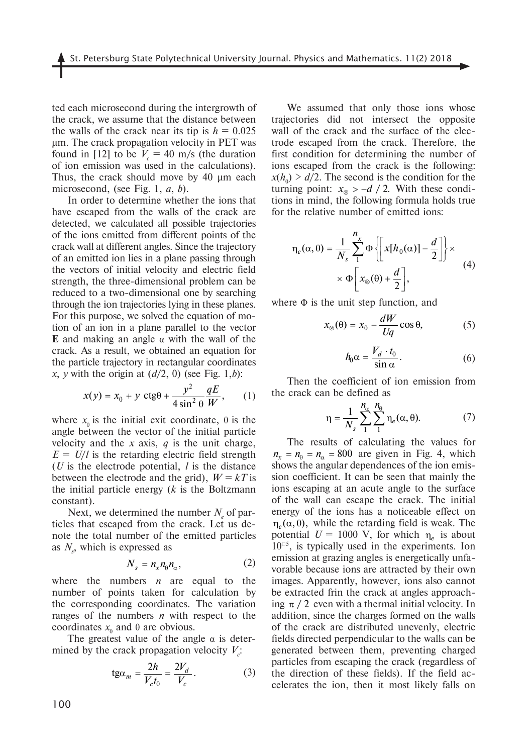ted each microsecond during the intergrowth of the crack, we assume that the distance between the walls of the crack near its tip is $h = 0.025$ μm. The crack propagation velocity in PET was found in [12] to be $V_c = 40$ m/s (the duration of ion emission was used in the calculations). Thus, the crack should move by 40 μm each microsecond, (see Fig. 1, *a*, *b*).

In order to determine whether the ions that have escaped from the walls of the crack are detected, we calculated all possible trajectories of the ions emitted from different points of the crack wall at different angles. Since the trajectory of an emitted ion lies in a plane passing through the vectors of initial velocity and electric field strength, the three-dimensional problem can be reduced to a two-dimensional one by searching through the ion trajectories lying in these planes. For this purpose, we solved the equation of motion of an ion in a plane parallel to the vector **E** and making an angle α with the wall of the crack. As a result, we obtained an equation for the particle trajectory in rectangular coordinates *x*, *y* with the origin at $(d/2, 0)$ (see Fig. 1,*b*):

$$x(y) = x_0 + y\ \mathrm{ctg}\theta + \frac{y^2}{4\sin^2\theta}\frac{qE}{W}, \qquad (1)$$

where $x_0$ is the initial exit coordinate, θ is the angle between the vector of the initial particle velocity and the *x* axis, *q* is the unit charge, $E = U/l$ is the retarding electric field strength (*U* is the electrode potential, *l* is the distance between the electrode and the grid), $W = kT$ is the initial particle energy (*k* is the Boltzmann constant).

Next, we determined the number $N_e$ of particles that escaped from the crack. Let us denote the total number of the emitted particles as $N_s$, which is expressed as

$$N_s = n_x n_\theta n_\alpha, \qquad (2)$$

where the numbers *n* are equal to the number of points taken for calculation by the corresponding coordinates. The variation ranges of the numbers *n* with respect to the coordinates $x_0$ and θ are obvious.

The greatest value of the angle α is determined by the crack propagation velocity $V_c$:

$$\mathrm{tg}\alpha_m = \frac{2h}{V_c t_0} = \frac{2V_d}{V_c}. \qquad (3)$$

We assumed that only those ions whose trajectories did not intersect the opposite wall of the crack and the surface of the electrode escaped from the crack. Therefore, the first condition for determining the number of ions escaped from the crack is the following: $x(h_0) > d/2$. The second is the condition for the turning point: $x_\otimes > -d/2$. With these conditions in mind, the following formula holds true for the relative number of emitted ions:

$$\eta_e(\alpha,\theta) = \frac{1}{N_s}\sum_{1}^{n_x}\Phi\left\{\left[x[h_0(\alpha)] - \frac{d}{2}\right]\right\} \times \Phi\left[x_\otimes(\theta) + \frac{d}{2}\right], \qquad (4)$$

where Φ is the unit step function, and

$$x_\otimes(\theta) = x_0 - \frac{dW}{Uq}\cos\theta, \qquad (5)$$

$$h_0\alpha = \frac{V_d \cdot t_0}{\sin\alpha}. \qquad (6)$$

Then the coefficient of ion emission from the crack can be defined as

$$\eta = \frac{1}{N_s}\sum_{1}^{n_\alpha}\sum_{1}^{n_\theta}\eta_e(\alpha,\theta). \qquad (7)$$

The results of calculating the values for $n_x = n_\theta = n_\alpha = 800$ are given in Fig. 4, which shows the angular dependences of the ion emission coefficient. It can be seen that mainly the ions escaping at an acute angle to the surface of the wall can escape the crack. The initial energy of the ions has a noticeable effect on $\eta_e(\alpha,\theta)$, while the retarding field is weak. The potential $U = 1000$ V, for which $\eta_e$ is about $10^{-5}$, is typically used in the experiments. Ion emission at grazing angles is energetically unfavorable because ions are attracted by their own images. Apparently, however, ions also cannot be extracted frin the crack at angles approaching $\pi/2$ even with a thermal initial velocity. In addition, since the charges formed on the walls of the crack are distributed unevenly, electric fields directed perpendicular to the walls can be generated between them, preventing charged particles from escaping the crack (regardless of the direction of these fields). If the field accelerates the ion, then it most likely falls on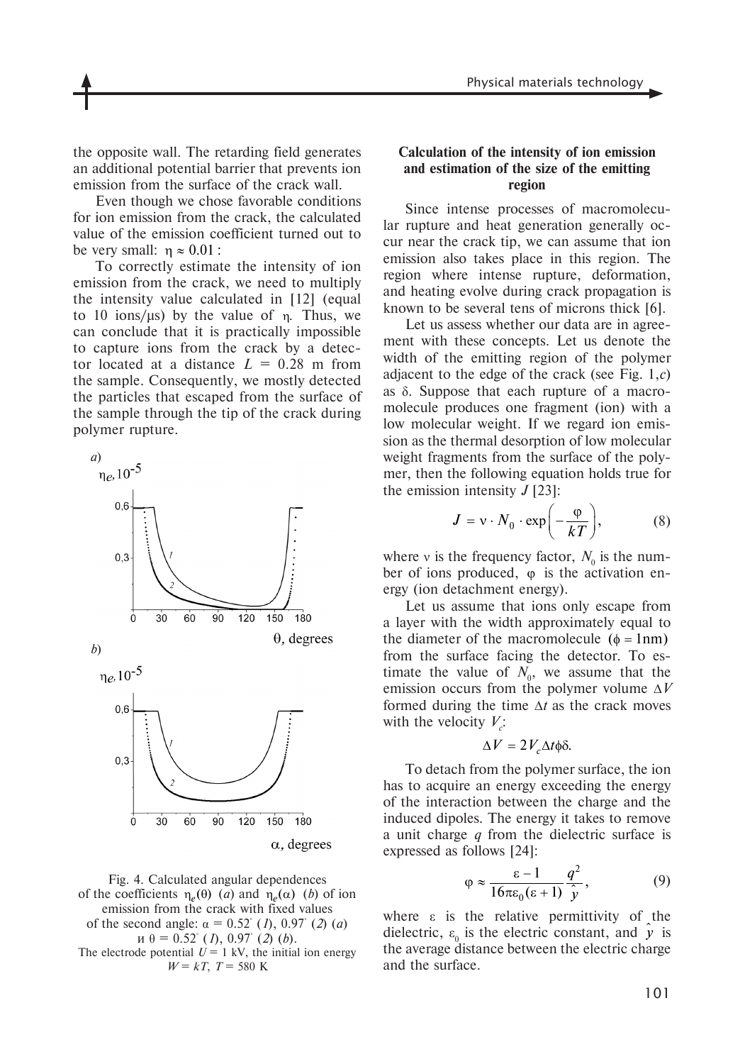the opposite wall. The retarding field generates an additional potential barrier that prevents ion emission from the surface of the crack wall.

Even though we chose favorable conditions for ion emission from the crack, the calculated value of the emission coefficient turned out to be very small: $\eta \approx 0.01$:

To correctly estimate the intensity of ion emission from the crack, we need to multiply the intensity value calculated in [12] (equal to 10 ions/μs) by the value of $\eta$. Thus, we can conclude that it is practically impossible to capture ions from the crack by a detector located at a distance $L$ = 0.28 m from the sample. Consequently, we mostly detected the particles that escaped from the surface of the sample through the tip of the crack during polymer rupture.

*a*)

$\eta_e, 10^{-5}$

0,6
0,3
1
2
0 30 60 90 120 150 180

$\theta$, degrees

*b*)

$\eta_e, 10^{-5}$

0,6
0,3
1
2
0 30 60 90 120 150 180

$\alpha$, degrees

Fig. 4. Calculated angular dependences of the coefficients $\eta_e(\theta)$ (*a*) and $\eta_e(\alpha)$ (*b*) of ion emission from the crack with fixed values of the second angle: $\alpha = 0.52^\circ$ (*1*), $0.97^\circ$ (*2*) (*a*) и $\theta = 0.52^\circ$ (*1*), $0.97^\circ$ (*2*) (*b*). The electrode potential $U$ = 1 kV, the initial ion energy $W = kT$, $T$ = 580 K

## Calculation of the intensity of ion emission and estimation of the size of the emitting region

Since intense processes of macromolecular rupture and heat generation generally occur near the crack tip, we can assume that ion emission also takes place in this region. The region where intense rupture, deformation, and heating evolve during crack propagation is known to be several tens of microns thick [6].

Let us assess whether our data are in agreement with these concepts. Let us denote the width of the emitting region of the polymer adjacent to the edge of the crack (see Fig. 1,*c*) as $\delta$. Suppose that each rupture of a macromolecule produces one fragment (ion) with a low molecular weight. If we regard ion emission as the thermal desorption of low molecular weight fragments from the surface of the polymer, then the following equation holds true for the emission intensity $J$ [23]:

$$J = \nu \cdot N_0 \cdot \exp\left(-\frac{\varphi}{kT}\right), \tag{8}$$

where $\nu$ is the frequency factor, $N_0$ is the number of ions produced, $\varphi$ is the activation energy (ion detachment energy).

Let us assume that ions only escape from a layer with the width approximately equal to the diameter of the macromolecule $(\phi = 1\text{nm})$ from the surface facing the detector. To estimate the value of $N_0$, we assume that the emission occurs from the polymer volume $\Delta V$ formed during the time $\Delta t$ as the crack moves with the velocity $V_c$:

$$\Delta V = 2V_c \Delta t \phi \delta.$$

To detach from the polymer surface, the ion has to acquire an energy exceeding the energy of the interaction between the charge and the induced dipoles. The energy it takes to remove a unit charge $q$ from the dielectric surface is expressed as follows [24]:

$$\varphi \approx \frac{\varepsilon - 1}{16\pi\varepsilon_0(\varepsilon + 1)} \frac{q^2}{\hat{y}}, \tag{9}$$

where $\varepsilon$ is the relative permittivity of the dielectric, $\varepsilon_0$ is the electric constant, and $\hat{y}$ is the average distance between the electric charge and the surface.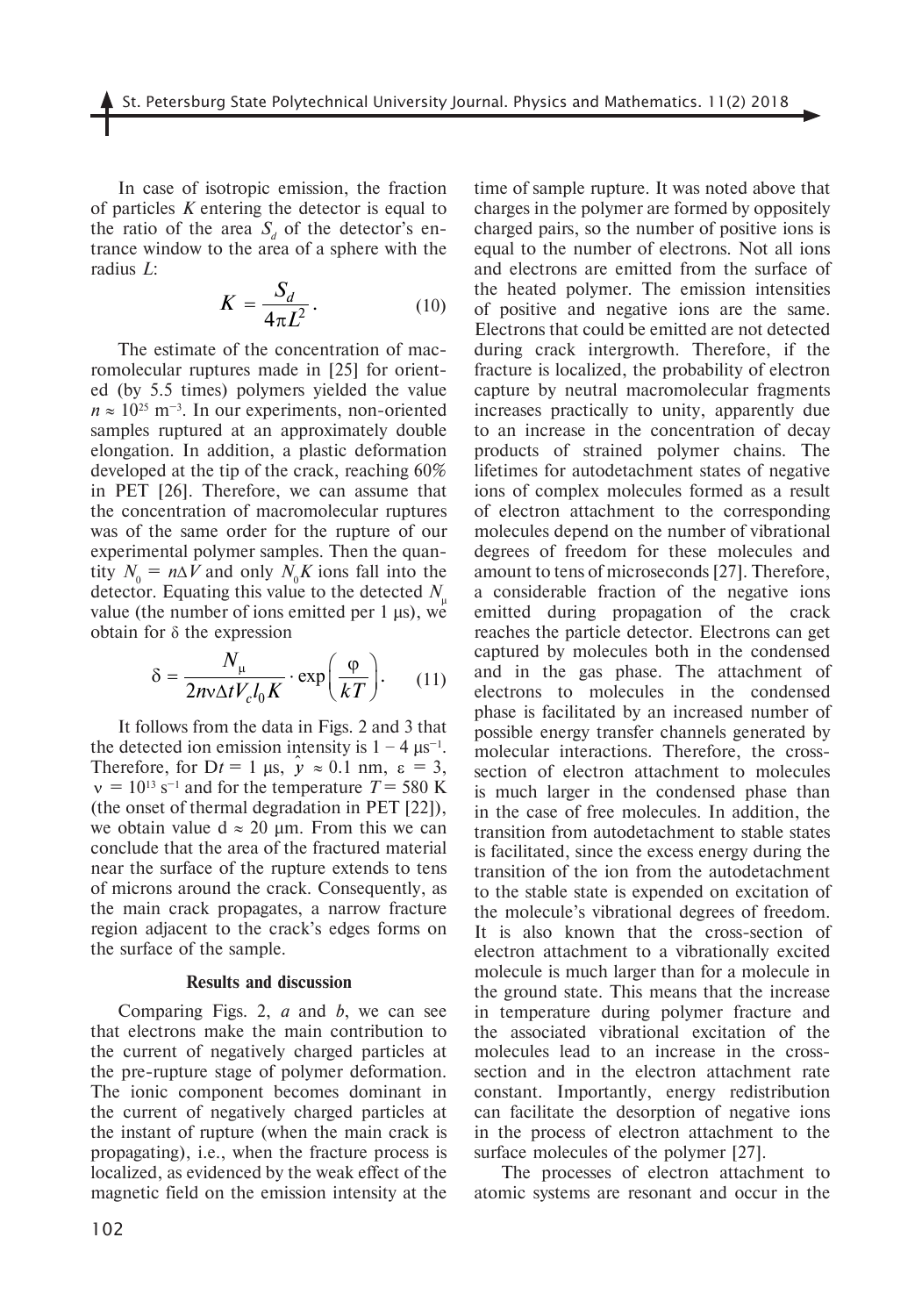In case of isotropic emission, the fraction of particles $K$ entering the detector is equal to the ratio of the area $S_d$ of the detector's entrance window to the area of a sphere with the radius $L$:

$$K = \frac{S_d}{4\pi L^2}. \quad (10)$$

The estimate of the concentration of macromolecular ruptures made in [25] for oriented (by 5.5 times) polymers yielded the value $n \approx 10^{25}$ m$^{-3}$. In our experiments, non-oriented samples ruptured at an approximately double elongation. In addition, a plastic deformation developed at the tip of the crack, reaching 60% in PET [26]. Therefore, we can assume that the concentration of macromolecular ruptures was of the same order for the rupture of our experimental polymer samples. Then the quantity $N_0 = n\Delta V$ and only $N_0 K$ ions fall into the detector. Equating this value to the detected $N_\mu$ value (the number of ions emitted per 1 μs), we obtain for δ the expression

$$\delta = \frac{N_\mu}{2n\nu\Delta t V_c l_0 K} \cdot \exp\left(\frac{\varphi}{kT}\right). \quad (11)$$

It follows from the data in Figs. 2 and 3 that the detected ion emission intensity is 1 – 4 μs$^{-1}$. Therefore, for D$t$ = 1 μs, $\hat{y} \approx 0.1$ nm, ε = 3, ν = $10^{13}$ s$^{-1}$ and for the temperature $T = 580$ K (the onset of thermal degradation in PET [22]), we obtain value d ≈ 20 μm. From this we can conclude that the area of the fractured material near the surface of the rupture extends to tens of microns around the crack. Consequently, as the main crack propagates, a narrow fracture region adjacent to the crack's edges forms on the surface of the sample.

### Results and discussion

Comparing Figs. 2, *a* and *b*, we can see that electrons make the main contribution to the current of negatively charged particles at the pre-rupture stage of polymer deformation. The ionic component becomes dominant in the current of negatively charged particles at the instant of rupture (when the main crack is propagating), i.e., when the fracture process is localized, as evidenced by the weak effect of the magnetic field on the emission intensity at the time of sample rupture. It was noted above that charges in the polymer are formed by oppositely charged pairs, so the number of positive ions is equal to the number of electrons. Not all ions and electrons are emitted from the surface of the heated polymer. The emission intensities of positive and negative ions are the same. Electrons that could be emitted are not detected during crack intergrowth. Therefore, if the fracture is localized, the probability of electron capture by neutral macromolecular fragments increases practically to unity, apparently due to an increase in the concentration of decay products of strained polymer chains. The lifetimes for autodetachment states of negative ions of complex molecules formed as a result of electron attachment to the corresponding molecules depend on the number of vibrational degrees of freedom for these molecules and amount to tens of microseconds [27]. Therefore, a considerable fraction of the negative ions emitted during propagation of the crack reaches the particle detector. Electrons can get captured by molecules both in the condensed and in the gas phase. The attachment of electrons to molecules in the condensed phase is facilitated by an increased number of possible energy transfer channels generated by molecular interactions. Therefore, the cross-section of electron attachment to molecules is much larger in the condensed phase than in the case of free molecules. In addition, the transition from autodetachment to stable states is facilitated, since the excess energy during the transition of the ion from the autodetachment to the stable state is expended on excitation of the molecule's vibrational degrees of freedom. It is also known that the cross-section of electron attachment to a vibrationally excited molecule is much larger than for a molecule in the ground state. This means that the increase in temperature during polymer fracture and the associated vibrational excitation of the molecules lead to an increase in the cross-section and in the electron attachment rate constant. Importantly, energy redistribution can facilitate the desorption of negative ions in the process of electron attachment to the surface molecules of the polymer [27].

The processes of electron attachment to atomic systems are resonant and occur in the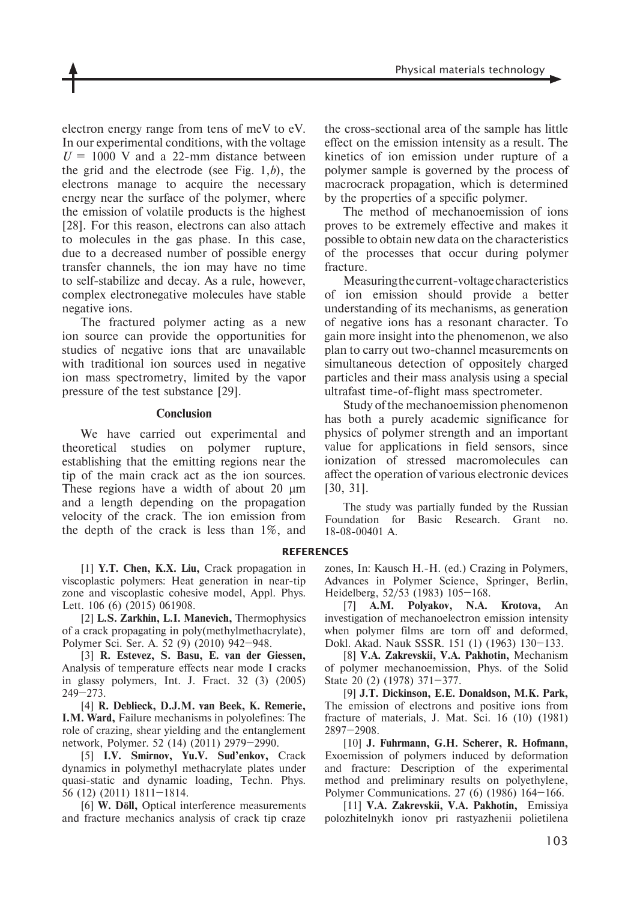electron energy range from tens of meV to eV. In our experimental conditions, with the voltage $U$ = 1000 V and a 22-mm distance between the grid and the electrode (see Fig. 1,*b*), the electrons manage to acquire the necessary energy near the surface of the polymer, where the emission of volatile products is the highest [28]. For this reason, electrons can also attach to molecules in the gas phase. In this case, due to a decreased number of possible energy transfer channels, the ion may have no time to self-stabilize and decay. As a rule, however, complex electronegative molecules have stable negative ions.

The fractured polymer acting as a new ion source can provide the opportunities for studies of negative ions that are unavailable with traditional ion sources used in negative ion mass spectrometry, limited by the vapor pressure of the test substance [29].

## Conclusion

We have carried out experimental and theoretical studies on polymer rupture, establishing that the emitting regions near the tip of the main crack act as the ion sources. These regions have a width of about 20 μm and a length depending on the propagation velocity of the crack. The ion emission from the depth of the crack is less than 1%, and the cross-sectional area of the sample has little effect on the emission intensity as a result. The kinetics of ion emission under rupture of a polymer sample is governed by the process of macrocrack propagation, which is determined by the properties of a specific polymer.

The method of mechanoemission of ions proves to be extremely effective and makes it possible to obtain new data on the characteristics of the processes that occur during polymer fracture.

Measuring the current-voltage characteristics of ion emission should provide a better understanding of its mechanisms, as generation of negative ions has a resonant character. To gain more insight into the phenomenon, we also plan to carry out two-channel measurements on simultaneous detection of oppositely charged particles and their mass analysis using a special ultrafast time-of-flight mass spectrometer.

Study of the mechanoemission phenomenon has both a purely academic significance for physics of polymer strength and an important value for applications in field sensors, since ionization of stressed macromolecules can affect the operation of various electronic devices [30, 31].

The study was partially funded by the Russian Foundation for Basic Research. Grant no. 18-08-00401 A.

## REFERENCES

[1] **Y.T. Chen, K.X. Liu,** Crack propagation in viscoplastic polymers: Heat generation in near-tip zone and viscoplastic cohesive model, Appl. Phys. Lett. 106 (6) (2015) 061908.

[2] **L.S. Zarkhin, L.I. Manevich,** Thermophysics of a crack propagating in poly(methylmethacrylate), Polymer Sci. Ser. A. 52 (9) (2010) 942–948.

[3] **R. Estevez, S. Basu, E. van der Giessen,** Analysis of temperature effects near mode I cracks in glassy polymers, Int. J. Fract. 32 (3) (2005) 249–273.

[4] **R. Deblieck, D.J.M. van Beek, K. Remerie, I.M. Ward,** Failure mechanisms in polyolefines: The role of crazing, shear yielding and the entanglement network, Polymer. 52 (14) (2011) 2979–2990.

[5] **I.V. Smirnov, Yu.V. Sud'enkov,** Crack dynamics in polymethyl methacrylate plates under quasi-static and dynamic loading, Techn. Phys. 56 (12) (2011) 1811–1814.

[6] **W. Döll,** Optical interference measurements and fracture mechanics analysis of crack tip craze zones, In: Kausch H.-H. (ed.) Crazing in Polymers, Advances in Polymer Science, Springer, Berlin, Heidelberg, 52/53 (1983) 105–168.

[7] **A.M. Polyakov, N.A. Krotova,** An investigation of mechanoelectron emission intensity when polymer films are torn off and deformed, Dokl. Akad. Nauk SSSR. 151 (1) (1963) 130–133.

[8] **V.A. Zakrevskii, V.A. Pakhotin,** Mechanism of polymer mechanoemission, Phys. of the Solid State 20 (2) (1978) 371–377.

[9] **J.T. Dickinson, E.E. Donaldson, M.K. Park,** The emission of electrons and positive ions from fracture of materials, J. Mat. Sci. 16 (10) (1981) 2897–2908.

[10] **J. Fuhrmann, G.H. Scherer, R. Hofmann,** Exoemission of polymers induced by deformation and fracture: Description of the experimental method and preliminary results on polyethylene, Polymer Communications. 27 (6) (1986) 164–166.

[11] **V.A. Zakrevskii, V.A. Pakhotin,** Emissiya polozhitelnykh ionov pri rastyazhenii polietilena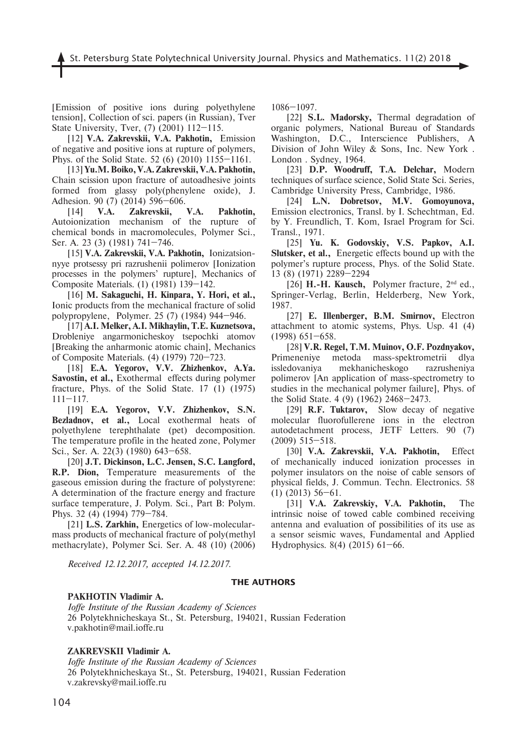[Emission of positive ions during polyethylene tension], Collection of sci. papers (in Russian), Tver State University, Tver, (7) (2001) 112–115.

[12] **V.A. Zakrevskii, V.A. Pakhotin,** Emission of negative and positive ions at rupture of polymers, Phys. of the Solid State. 52 (6) (2010) 1155–1161.

[13] **Yu.M. Boiko, V.A. Zakrevskii, V.A. Pakhotin,** Chain scission upon fracture of autoadhesive joints formed from glassy poly(phenylene oxide), J. Adhesion. 90 (7) (2014) 596–606.

[14] **V.A. Zakrevskii, V.A. Pakhotin,** Autoionization mechanism of the rupture of chemical bonds in macromolecules, Polymer Sci., Ser. A. 23 (3) (1981) 741–746.

[15] **V.A. Zakrevskii, V.A. Pakhotin,** Ionizatsionnyye protsessy pri razrushenii polimerov [Ionization processes in the polymers' rupture], Mechanics of Composite Materials. (1) (1981) 139–142.

[16] **M. Sakaguchi, H. Kinpara, Y. Hori, et al.,** Ionic products from the mechanical fracture of solid polypropylene, Polymer. 25 (7) (1984) 944–946.

[17] **A.I. Melker, A.I. Mikhaylin, T.E. Kuznetsova,** Drobleniye angarmonicheskoy tsepochki atomov [Breaking the anharmonic atomic chain], Mechanics of Composite Materials. (4) (1979) 720–723.

[18] **E.A. Yegorov, V.V. Zhizhenkov, A.Ya. Savostin, et al.,** Exothermal effects during polymer fracture, Phys. of the Solid State. 17 (1) (1975) 111–117.

[19] **E.A. Yegorov, V.V. Zhizhenkov, S.N. Bezladnov, et al.,** Local exothermal heats of polyethylene terephthalate (pet) decomposition. The temperature profile in the heated zone, Polymer Sci., Ser. A. 22(3) (1980) 643–658.

[20] **J.T. Dickinson, L.C. Jensen, S.C. Langford, R.P. Dion,** Temperature measurements of the gaseous emission during the fracture of polystyrene: A determination of the fracture energy and fracture surface temperature, J. Polym. Sci., Part B: Polym. Phys. 32 (4) (1994) 779–784.

[21] **L.S. Zarkhin,** Energetics of low-molecular-mass products of mechanical fracture of poly(methyl methacrylate), Polymer Sci. Ser. A. 48 (10) (2006) 1086–1097.

[22] **S.L. Madorsky,** Thermal degradation of organic polymers, National Bureau of Standards Washington, D.C., Interscience Publishers, A Division of John Wiley & Sons, Inc. New York . London . Sydney, 1964.

[23] **D.P. Woodruff, T.A. Delchar,** Modern techniques of surface science, Solid State Sci. Series, Cambridge University Press, Cambridge, 1986.

[24] **L.N. Dobretsov, M.V. Gomoyunova,** Emission electronics, Transl. by I. Schechtman, Ed. by Y. Freundlich, T. Kom, Israel Program for Sci. Transl., 1971.

[25] **Yu. K. Godovskiy, V.S. Papkov, A.I. Slutsker, et al.,** Energetic effects bound up with the polymer's rupture process, Phys. of the Solid State. 13 (8) (1971) 2289–2294

[26] **H.-H. Kausch,** Polymer fracture, 2nd ed., Springer-Verlag, Berlin, Helderberg, New York, 1987.

[27] **E. Illenberger, B.M. Smirnov,** Electron attachment to atomic systems, Phys. Usp. 41 (4) (1998) 651–658.

[28] **V.R. Regel, T.M. Muinov, O.F. Pozdnyakov,** Primeneniye metoda mass-spektrometrii dlya issledovaniya mekhanicheskogo razrusheniya polimerov [An application of mass-spectrometry to studies in the mechanical polymer failure], Phys. of the Solid State. 4 (9) (1962) 2468–2473.

[29] **R.F. Tuktarov,** Slow decay of negative molecular fluorofullerene ions in the electron autodetachment process, JETF Letters. 90 (7) (2009) 515–518.

[30] **V.A. Zakrevskii, V.A. Pakhotin,** Effect of mechanically induced ionization processes in polymer insulators on the noise of cable sensors of physical fields, J. Commun. Techn. Electronics. 58 (1) (2013) 56–61.

[31] **V.A. Zakrevskiy, V.A. Pakhotin,** The intrinsic noise of towed cable combined receiving antenna and evaluation of possibilities of its use as a sensor seismic waves, Fundamental and Applied Hydrophysics. 8(4) (2015) 61–66.

*Received 12.12.2017, accepted 14.12.2017.*

## THE AUTHORS

**PAKHOTIN Vladimir A.**
*Ioffe Institute of the Russian Academy of Sciences*
26 Polytekhnicheskaya St., St. Petersburg, 194021, Russian Federation
v.pakhotin@mail.ioffe.ru

**ZAKREVSKII Vladimir A.**
*Ioffe Institute of the Russian Academy of Sciences*
26 Polytekhnicheskaya St., St. Petersburg, 194021, Russian Federation
v.zakrevsky@mail.ioffe.ru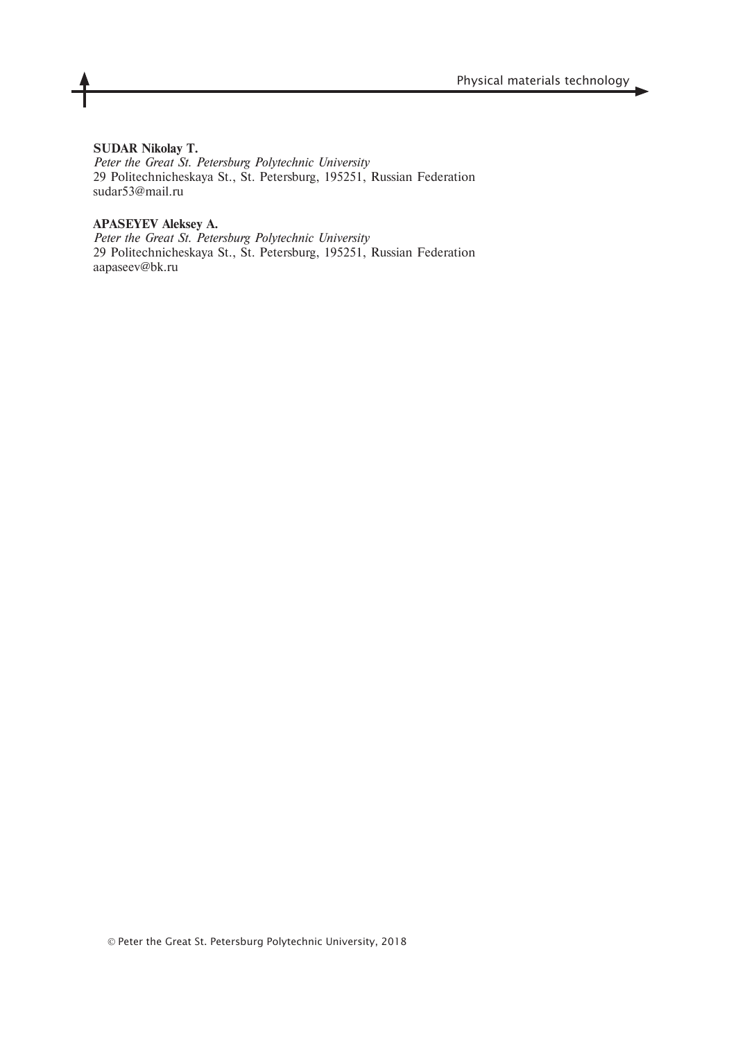**SUDAR Nikolay T.**
*Peter the Great St. Petersburg Polytechnic University*
29 Politechnicheskaya St., St. Petersburg, 195251, Russian Federation
sudar53@mail.ru

**APASEYEV Aleksey A.**
*Peter the Great St. Petersburg Polytechnic University*
29 Politechnicheskaya St., St. Petersburg, 195251, Russian Federation
aapaseev@bk.ru

© Peter the Great St. Petersburg Polytechnic University, 2018